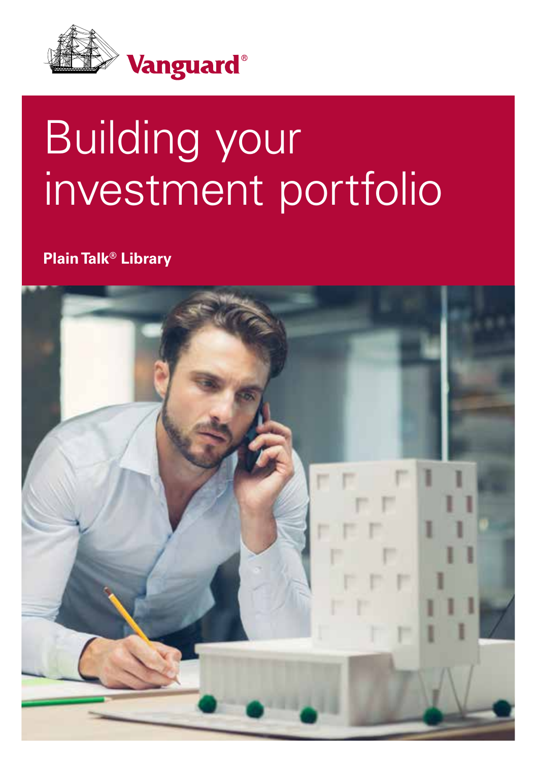Vanguard®

# Building your investment portfolio

**Plain Talk® Library**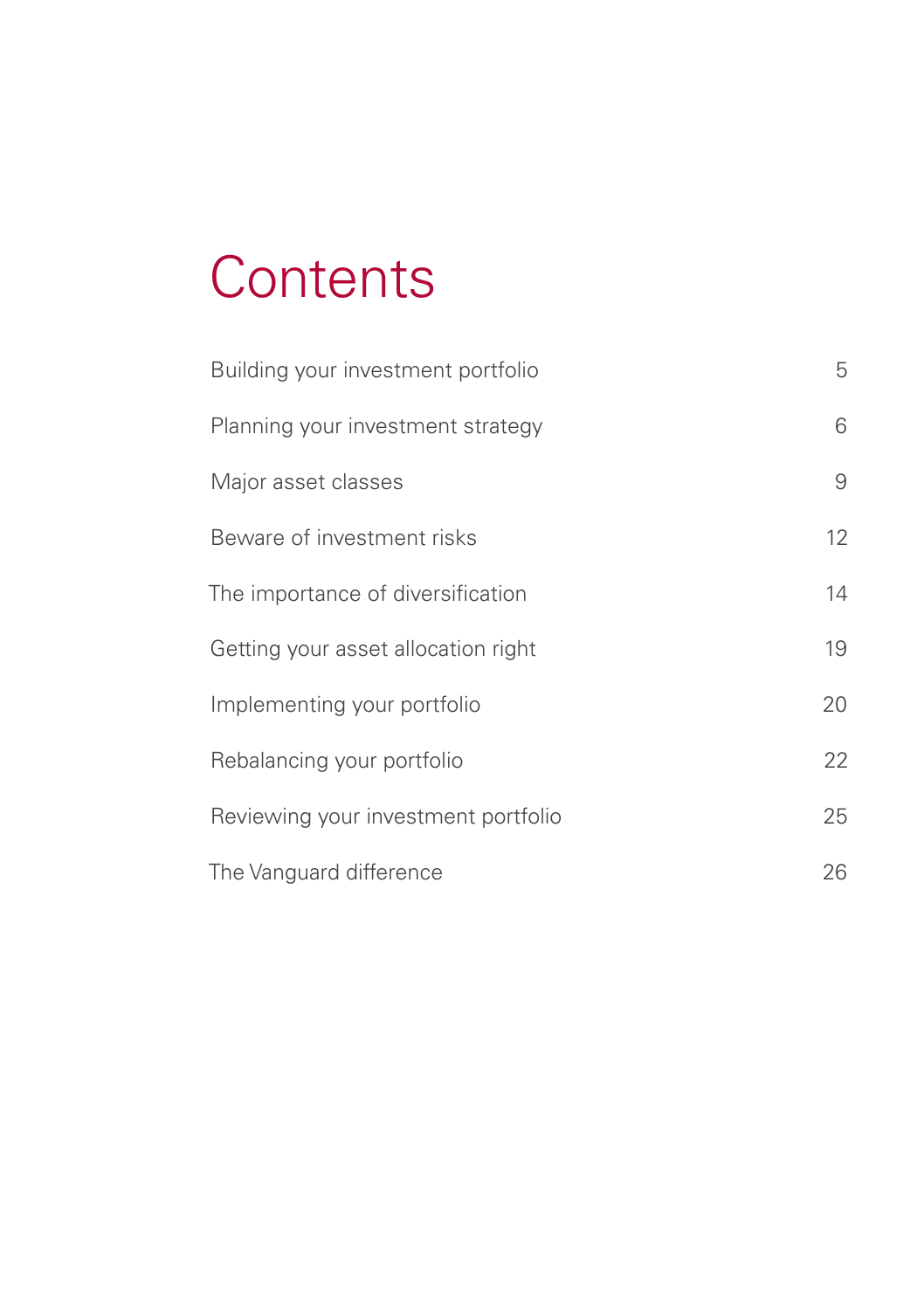# Contents

| | |
|---|---|
| Building your investment portfolio | 5 |
| Planning your investment strategy | 6 |
| Major asset classes | 9 |
| Beware of investment risks | 12 |
| The importance of diversification | 14 |
| Getting your asset allocation right | 19 |
| Implementing your portfolio | 20 |
| Rebalancing your portfolio | 22 |
| Reviewing your investment portfolio | 25 |
| The Vanguard difference | 26 |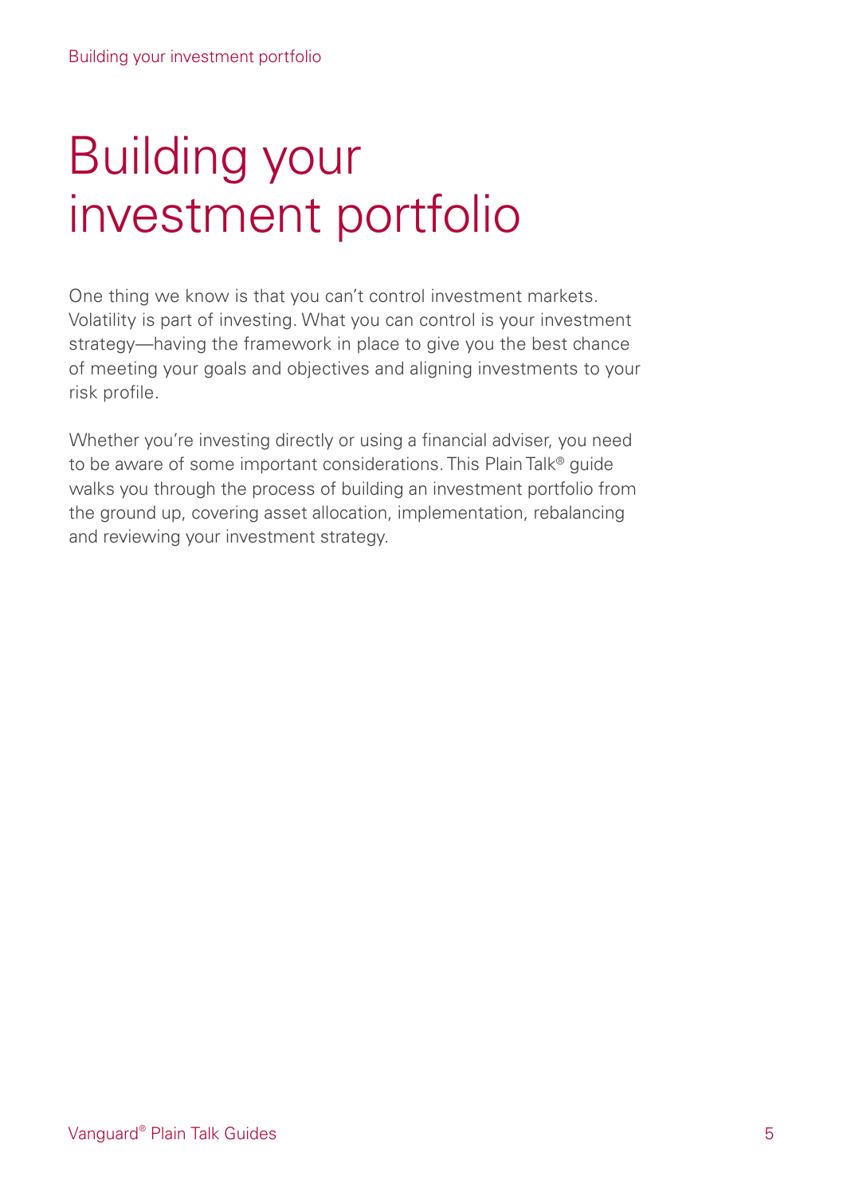# Building your investment portfolio

One thing we know is that you can't control investment markets. Volatility is part of investing. What you can control is your investment strategy—having the framework in place to give you the best chance of meeting your goals and objectives and aligning investments to your risk profile.

Whether you're investing directly or using a financial adviser, you need to be aware of some important considerations. This Plain Talk® guide walks you through the process of building an investment portfolio from the ground up, covering asset allocation, implementation, rebalancing and reviewing your investment strategy.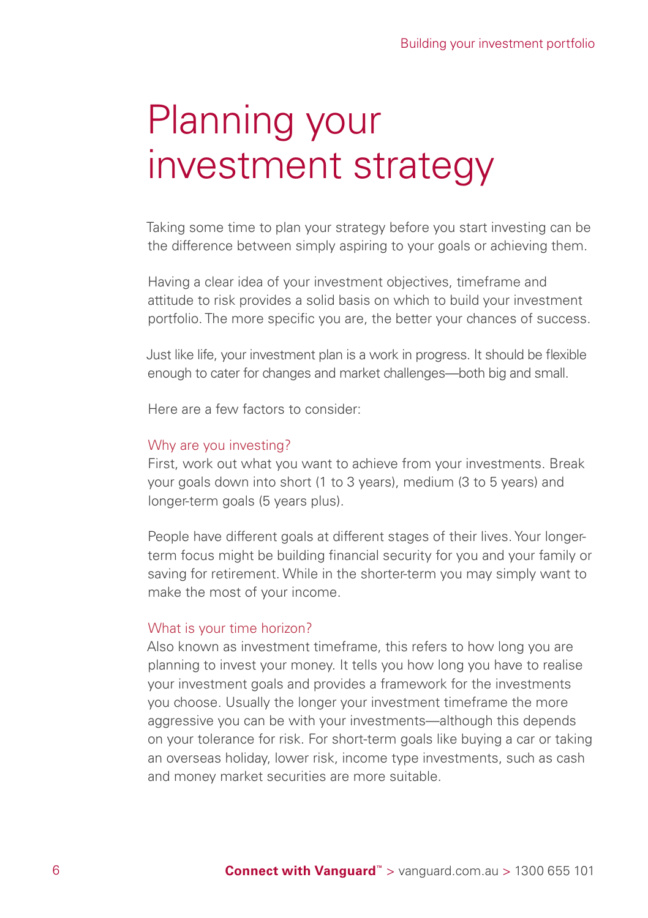# Planning your investment strategy

Taking some time to plan your strategy before you start investing can be the difference between simply aspiring to your goals or achieving them.

Having a clear idea of your investment objectives, timeframe and attitude to risk provides a solid basis on which to build your investment portfolio. The more specific you are, the better your chances of success.

Just like life, your investment plan is a work in progress. It should be flexible enough to cater for changes and market challenges—both big and small.

Here are a few factors to consider:

### Why are you investing?

First, work out what you want to achieve from your investments. Break your goals down into short (1 to 3 years), medium (3 to 5 years) and longer-term goals (5 years plus).

People have different goals at different stages of their lives. Your longer-term focus might be building financial security for you and your family or saving for retirement. While in the shorter-term you may simply want to make the most of your income.

### What is your time horizon?

Also known as investment timeframe, this refers to how long you are planning to invest your money. It tells you how long you have to realise your investment goals and provides a framework for the investments you choose. Usually the longer your investment timeframe the more aggressive you can be with your investments—although this depends on your tolerance for risk. For short-term goals like buying a car or taking an overseas holiday, lower risk, income type investments, such as cash and money market securities are more suitable.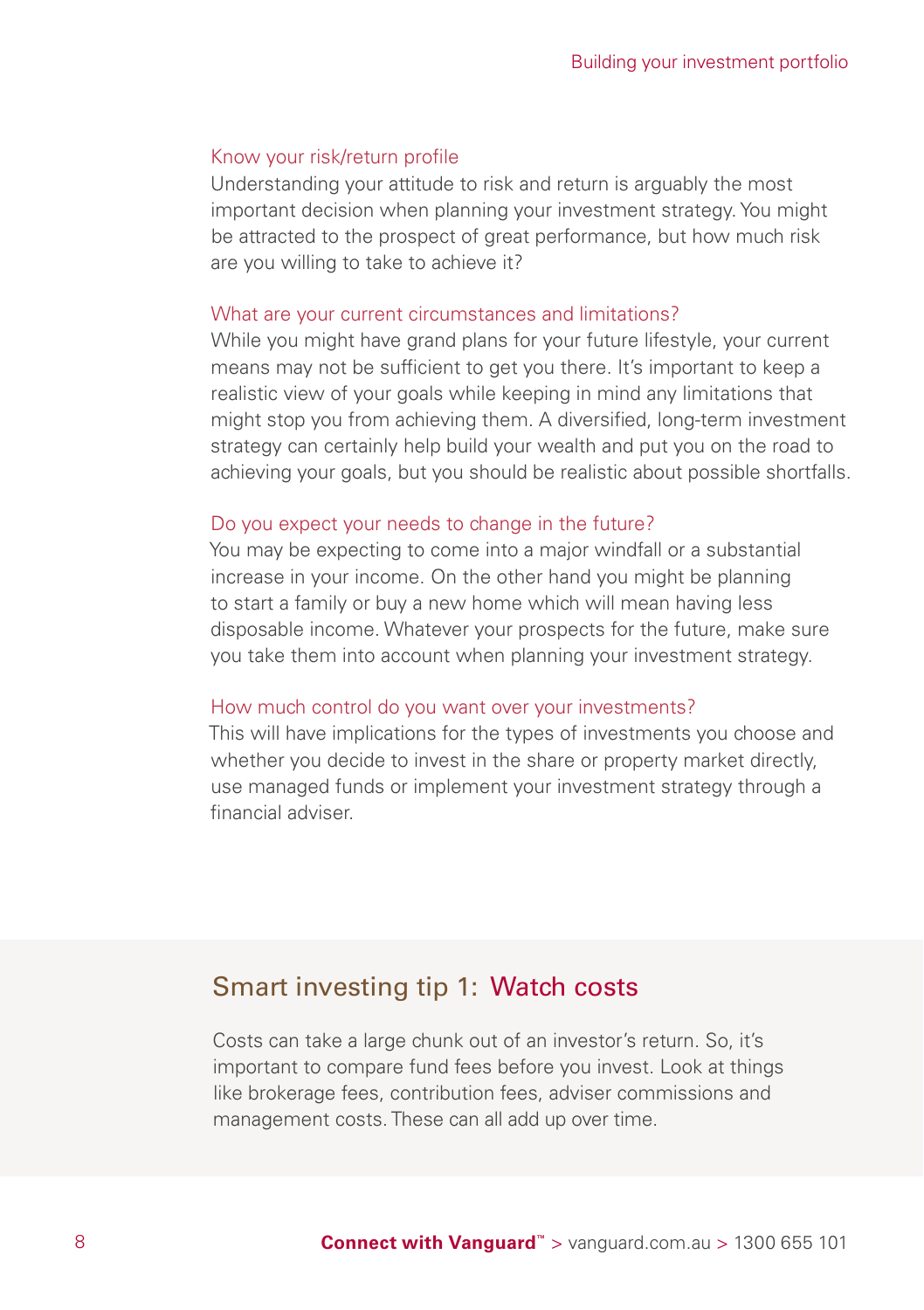### Know your risk/return profile

Understanding your attitude to risk and return is arguably the most important decision when planning your investment strategy. You might be attracted to the prospect of great performance, but how much risk are you willing to take to achieve it?

### What are your current circumstances and limitations?

While you might have grand plans for your future lifestyle, your current means may not be sufficient to get you there. It's important to keep a realistic view of your goals while keeping in mind any limitations that might stop you from achieving them. A diversified, long-term investment strategy can certainly help build your wealth and put you on the road to achieving your goals, but you should be realistic about possible shortfalls.

### Do you expect your needs to change in the future?

You may be expecting to come into a major windfall or a substantial increase in your income. On the other hand you might be planning to start a family or buy a new home which will mean having less disposable income. Whatever your prospects for the future, make sure you take them into account when planning your investment strategy.

### How much control do you want over your investments?

This will have implications for the types of investments you choose and whether you decide to invest in the share or property market directly, use managed funds or implement your investment strategy through a financial adviser.

## Smart investing tip 1: Watch costs

Costs can take a large chunk out of an investor's return. So, it's important to compare fund fees before you invest. Look at things like brokerage fees, contribution fees, adviser commissions and management costs. These can all add up over time.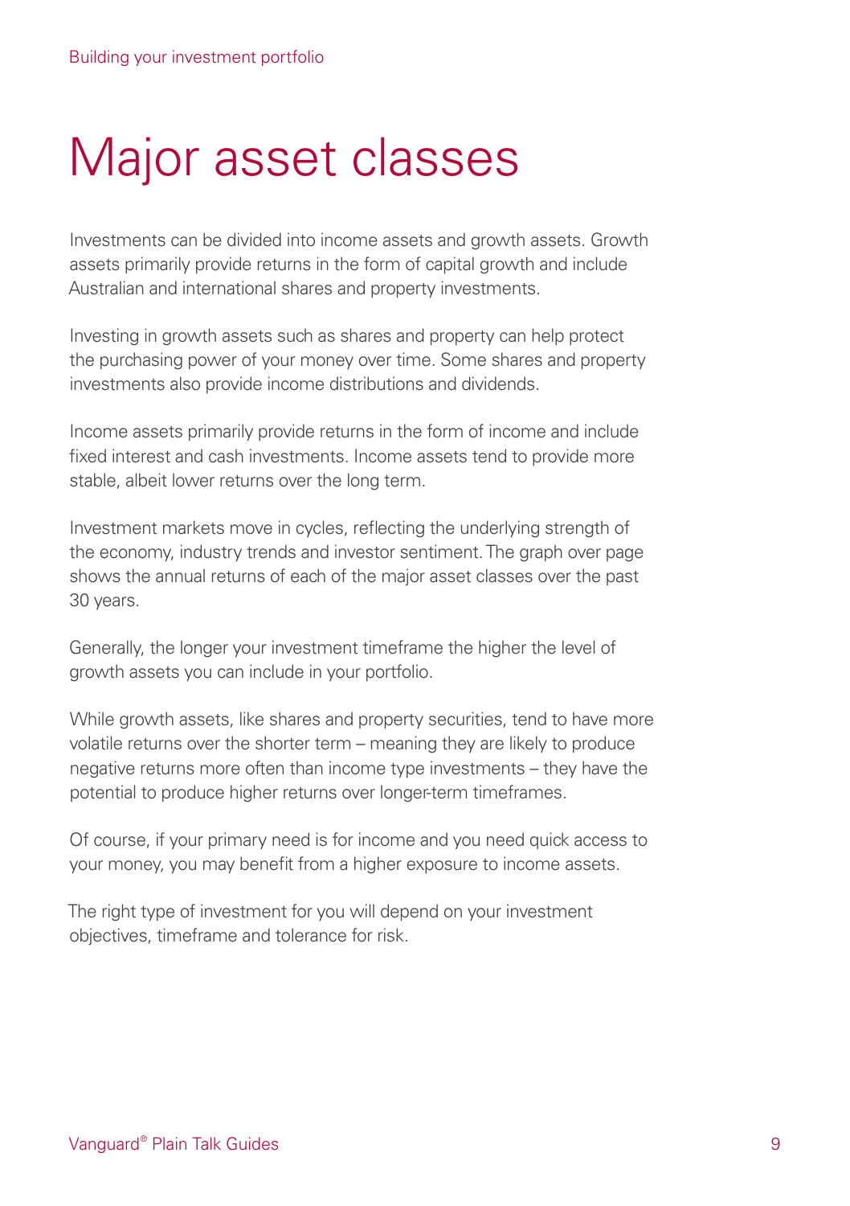# Major asset classes

Investments can be divided into income assets and growth assets. Growth assets primarily provide returns in the form of capital growth and include Australian and international shares and property investments.

Investing in growth assets such as shares and property can help protect the purchasing power of your money over time. Some shares and property investments also provide income distributions and dividends.

Income assets primarily provide returns in the form of income and include fixed interest and cash investments. Income assets tend to provide more stable, albeit lower returns over the long term.

Investment markets move in cycles, reflecting the underlying strength of the economy, industry trends and investor sentiment. The graph over page shows the annual returns of each of the major asset classes over the past 30 years.

Generally, the longer your investment timeframe the higher the level of growth assets you can include in your portfolio.

While growth assets, like shares and property securities, tend to have more volatile returns over the shorter term – meaning they are likely to produce negative returns more often than income type investments – they have the potential to produce higher returns over longer-term timeframes.

Of course, if your primary need is for income and you need quick access to your money, you may benefit from a higher exposure to income assets.

The right type of investment for you will depend on your investment objectives, timeframe and tolerance for risk.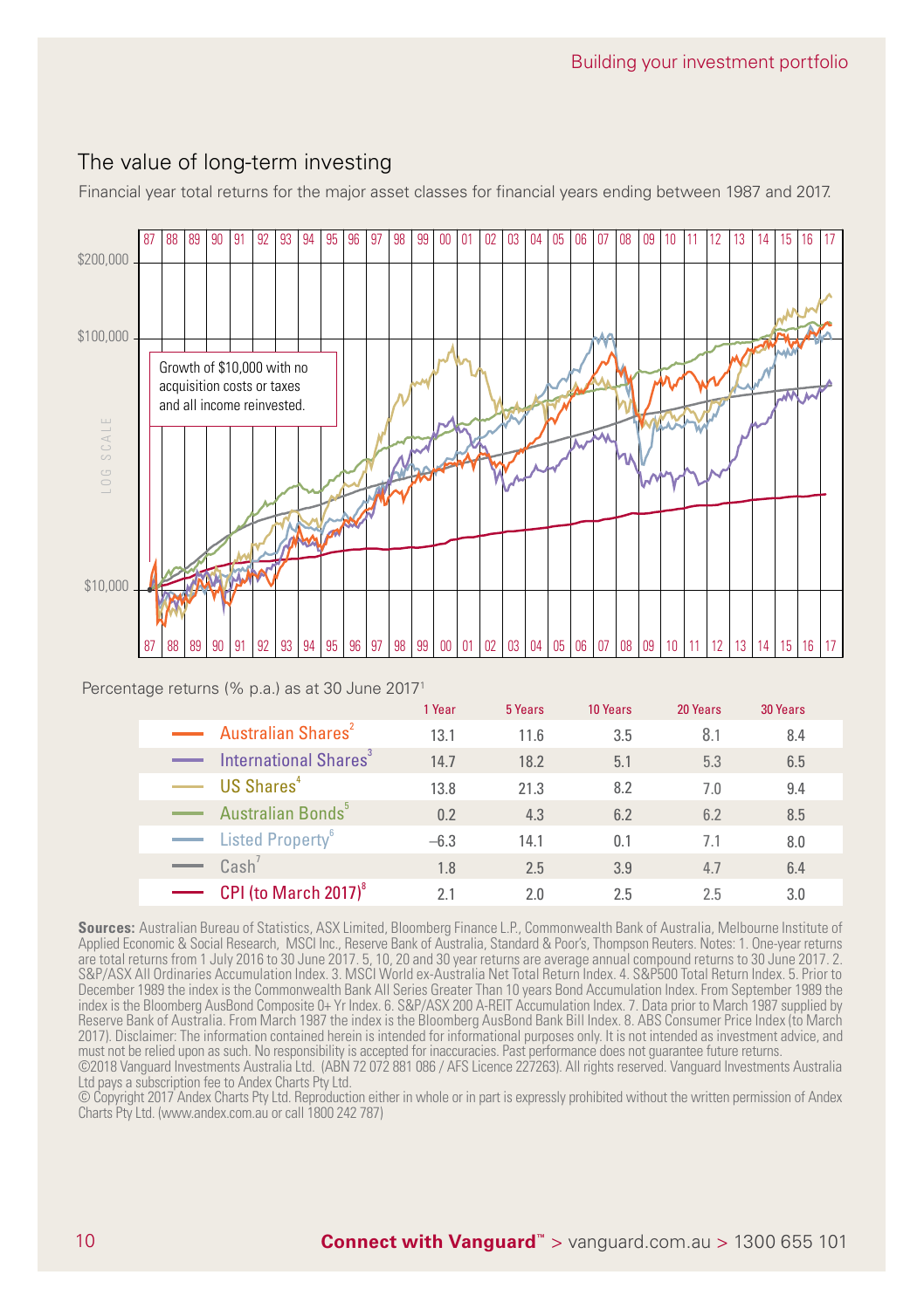## The value of long-term investing

Financial year total returns for the major asset classes for financial years ending between 1987 and 2017.

Growth of $10,000 with no acquisition costs or taxes and all income reinvested.

Percentage returns (% p.a.) as at 30 June 2017[1]

| | 1 Year | 5 Years | 10 Years | 20 Years | 30 Years |
|---|---|---|---|---|---|
| Australian Shares[2] | 13.1 | 11.6 | 3.5 | 8.1 | 8.4 |
| International Shares[3] | 14.7 | 18.2 | 5.1 | 5.3 | 6.5 |
| US Shares[4] | 13.8 | 21.3 | 8.2 | 7.0 | 9.4 |
| Australian Bonds[5] | 0.2 | 4.3 | 6.2 | 6.2 | 8.5 |
| Listed Property[6] | −6.3 | 14.1 | 0.1 | 7.1 | 8.0 |
| Cash[7] | 1.8 | 2.5 | 3.9 | 4.7 | 6.4 |
| CPI (to March 2017)[8] | 2.1 | 2.0 | 2.5 | 2.5 | 3.0 |

**Sources:** Australian Bureau of Statistics, ASX Limited, Bloomberg Finance L.P., Commonwealth Bank of Australia, Melbourne Institute of Applied Economic & Social Research, MSCI Inc., Reserve Bank of Australia, Standard & Poor's, Thompson Reuters. Notes: 1. One-year returns are total returns from 1 July 2016 to 30 June 2017. 5, 10, 20 and 30 year returns are average annual compound returns to 30 June 2017. 2. S&P/ASX All Ordinaries Accumulation Index. 3. MSCI World ex-Australia Net Total Return Index. 4. S&P500 Total Return Index. 5. Prior to December 1989 the index is the Commonwealth Bank All Series Greater Than 10 years Bond Accumulation Index. From September 1989 the index is the Bloomberg AusBond Composite 0+ Yr Index. 6. S&P/ASX 200 A-REIT Accumulation Index. 7. Data prior to March 1987 supplied by Reserve Bank of Australia. From March 1987 the index is the Bloomberg AusBond Bank Bill Index. 8. ABS Consumer Price Index (to March 2017). Disclaimer: The information contained herein is intended for informational purposes only. It is not intended as investment advice, and must not be relied upon as such. No responsibility is accepted for inaccuracies. Past performance does not guarantee future returns.

©2018 Vanguard Investments Australia Ltd. (ABN 72 072 881 086 / AFS Licence 227263). All rights reserved. Vanguard Investments Australia Ltd pays a subscription fee to Andex Charts Pty Ltd.

© Copyright 2017 Andex Charts Pty Ltd. Reproduction either in whole or in part is expressly prohibited without the written permission of Andex Charts Pty Ltd. (www.andex.com.au or call 1800 242 787)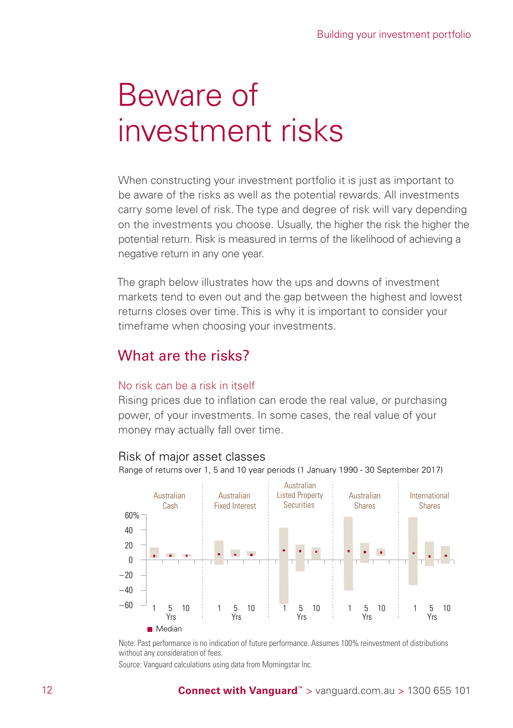# Beware of investment risks

When constructing your investment portfolio it is just as important to be aware of the risks as well as the potential rewards. All investments carry some level of risk. The type and degree of risk will vary depending on the investments you choose. Usually, the higher the risk the higher the potential return. Risk is measured in terms of the likelihood of achieving a negative return in any one year.

The graph below illustrates how the ups and downs of investment markets tend to even out and the gap between the highest and lowest returns closes over time. This is why it is important to consider your timeframe when choosing your investments.

## What are the risks?

### No risk can be a risk in itself

Rising prices due to inflation can erode the real value, or purchasing power, of your investments. In some cases, the real value of your money may actually fall over time.

**Risk of major asset classes**

Range of returns over 1, 5 and 10 year periods (1 January 1990 - 30 September 2017)

Australian Cash | Australian Fixed Interest | Australian Listed Property Securities | Australian Shares | International Shares

60% | 40 | 20 | 0 | −20 | −40 | −60

1 | 5 | 10 Yrs

■ Median

Note: Past performance is no indication of future performance. Assumes 100% reinvestment of distributions without any consideration of fees.

Source: Vanguard calculations using data from Morningstar Inc.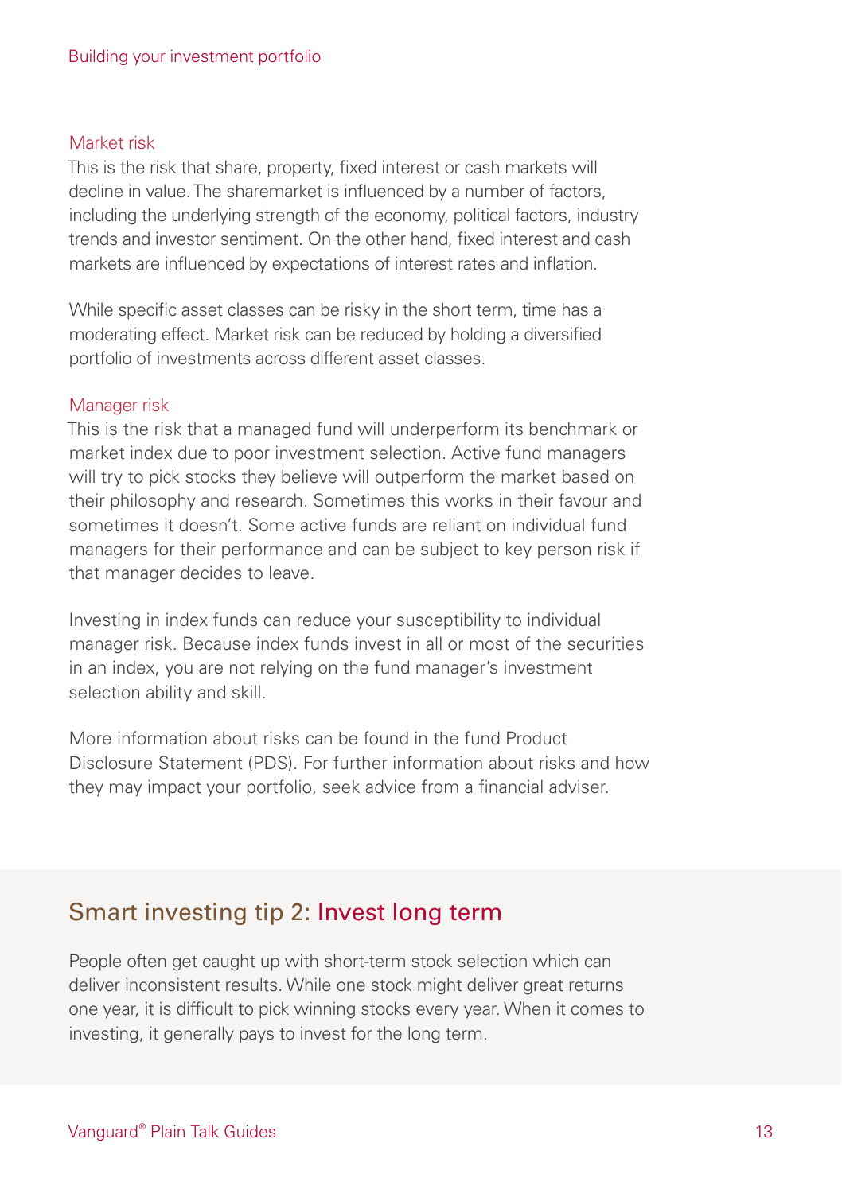### Market risk

This is the risk that share, property, fixed interest or cash markets will decline in value. The sharemarket is influenced by a number of factors, including the underlying strength of the economy, political factors, industry trends and investor sentiment. On the other hand, fixed interest and cash markets are influenced by expectations of interest rates and inflation.

While specific asset classes can be risky in the short term, time has a moderating effect. Market risk can be reduced by holding a diversified portfolio of investments across different asset classes.

### Manager risk

This is the risk that a managed fund will underperform its benchmark or market index due to poor investment selection. Active fund managers will try to pick stocks they believe will outperform the market based on their philosophy and research. Sometimes this works in their favour and sometimes it doesn't. Some active funds are reliant on individual fund managers for their performance and can be subject to key person risk if that manager decides to leave.

Investing in index funds can reduce your susceptibility to individual manager risk. Because index funds invest in all or most of the securities in an index, you are not relying on the fund manager's investment selection ability and skill.

More information about risks can be found in the fund Product Disclosure Statement (PDS). For further information about risks and how they may impact your portfolio, seek advice from a financial adviser.

## Smart investing tip 2: Invest long term

People often get caught up with short-term stock selection which can deliver inconsistent results. While one stock might deliver great returns one year, it is difficult to pick winning stocks every year. When it comes to investing, it generally pays to invest for the long term.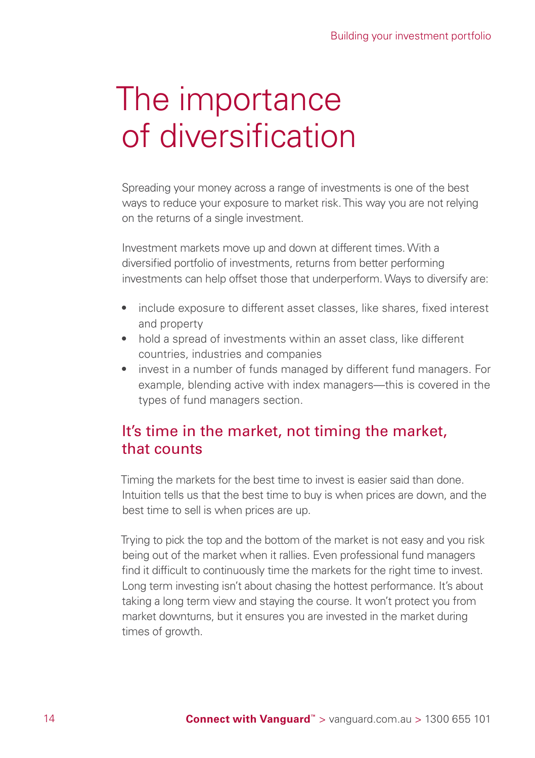# The importance of diversification

Spreading your money across a range of investments is one of the best ways to reduce your exposure to market risk. This way you are not relying on the returns of a single investment.

Investment markets move up and down at different times. With a diversified portfolio of investments, returns from better performing investments can help offset those that underperform. Ways to diversify are:

- include exposure to different asset classes, like shares, fixed interest and property
- hold a spread of investments within an asset class, like different countries, industries and companies
- invest in a number of funds managed by different fund managers. For example, blending active with index managers—this is covered in the types of fund managers section.

## It's time in the market, not timing the market, that counts

Timing the markets for the best time to invest is easier said than done. Intuition tells us that the best time to buy is when prices are down, and the best time to sell is when prices are up.

Trying to pick the top and the bottom of the market is not easy and you risk being out of the market when it rallies. Even professional fund managers find it difficult to continuously time the markets for the right time to invest. Long term investing isn't about chasing the hottest performance. It's about taking a long term view and staying the course. It won't protect you from market downturns, but it ensures you are invested in the market during times of growth.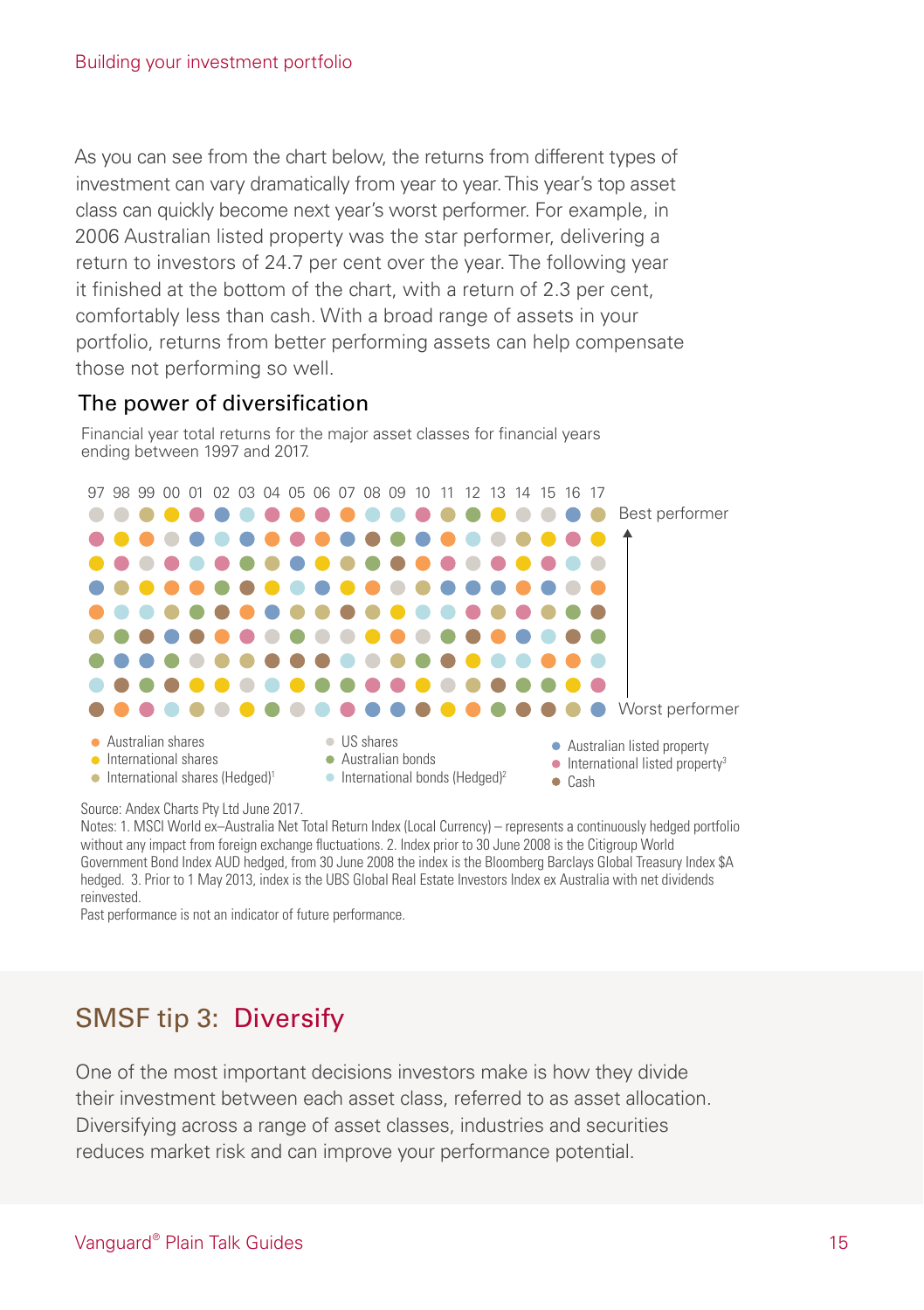As you can see from the chart below, the returns from different types of investment can vary dramatically from year to year. This year's top asset class can quickly become next year's worst performer. For example, in 2006 Australian listed property was the star performer, delivering a return to investors of 24.7 per cent over the year. The following year it finished at the bottom of the chart, with a return of 2.3 per cent, comfortably less than cash. With a broad range of assets in your portfolio, returns from better performing assets can help compensate those not performing so well.

## The power of diversification

Financial year total returns for the major asset classes for financial years ending between 1997 and 2017.

97 98 99 00 01 02 03 04 05 06 07 08 09 10 11 12 13 14 15 16 17

Best performer

Worst performer

- Australian shares
- International shares
- International shares (Hedged)[1]
- US shares
- Australian bonds
- International bonds (Hedged)[2]
- Australian listed property
- International listed property[3]
- Cash

Source: Andex Charts Pty Ltd June 2017.

Notes: 1. MSCI World ex–Australia Net Total Return Index (Local Currency) – represents a continuously hedged portfolio without any impact from foreign exchange fluctuations. 2. Index prior to 30 June 2008 is the Citigroup World Government Bond Index AUD hedged, from 30 June 2008 the index is the Bloomberg Barclays Global Treasury Index $A hedged. 3. Prior to 1 May 2013, index is the UBS Global Real Estate Investors Index ex Australia with net dividends reinvested.

Past performance is not an indicator of future performance.

## SMSF tip 3: Diversify

One of the most important decisions investors make is how they divide their investment between each asset class, referred to as asset allocation. Diversifying across a range of asset classes, industries and securities reduces market risk and can improve your performance potential.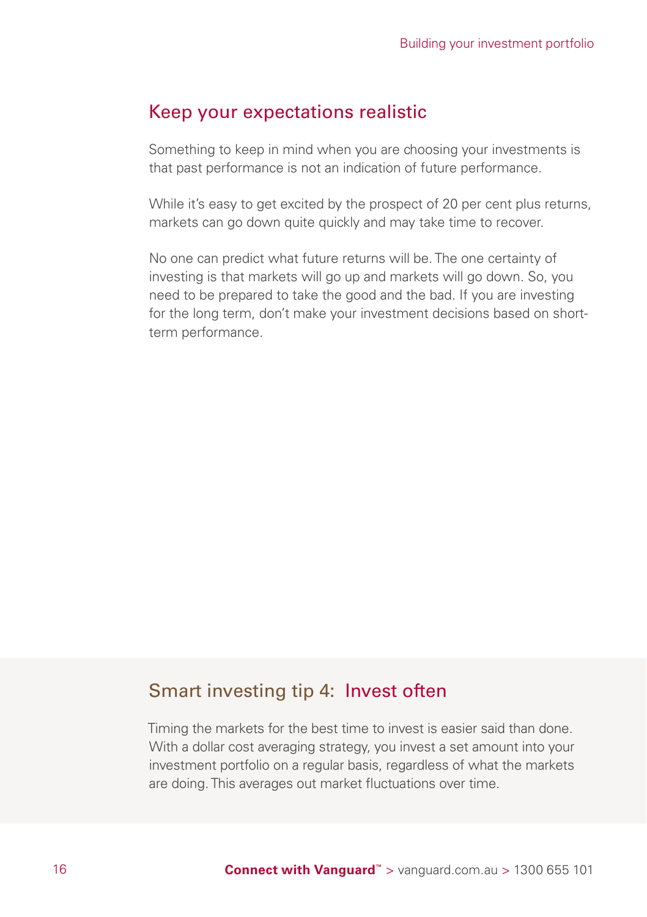## Keep your expectations realistic

Something to keep in mind when you are choosing your investments is that past performance is not an indication of future performance.

While it's easy to get excited by the prospect of 20 per cent plus returns, markets can go down quite quickly and may take time to recover.

No one can predict what future returns will be. The one certainty of investing is that markets will go up and markets will go down. So, you need to be prepared to take the good and the bad. If you are investing for the long term, don't make your investment decisions based on short-term performance.

## Smart investing tip 4: Invest often

Timing the markets for the best time to invest is easier said than done. With a dollar cost averaging strategy, you invest a set amount into your investment portfolio on a regular basis, regardless of what the markets are doing. This averages out market fluctuations over time.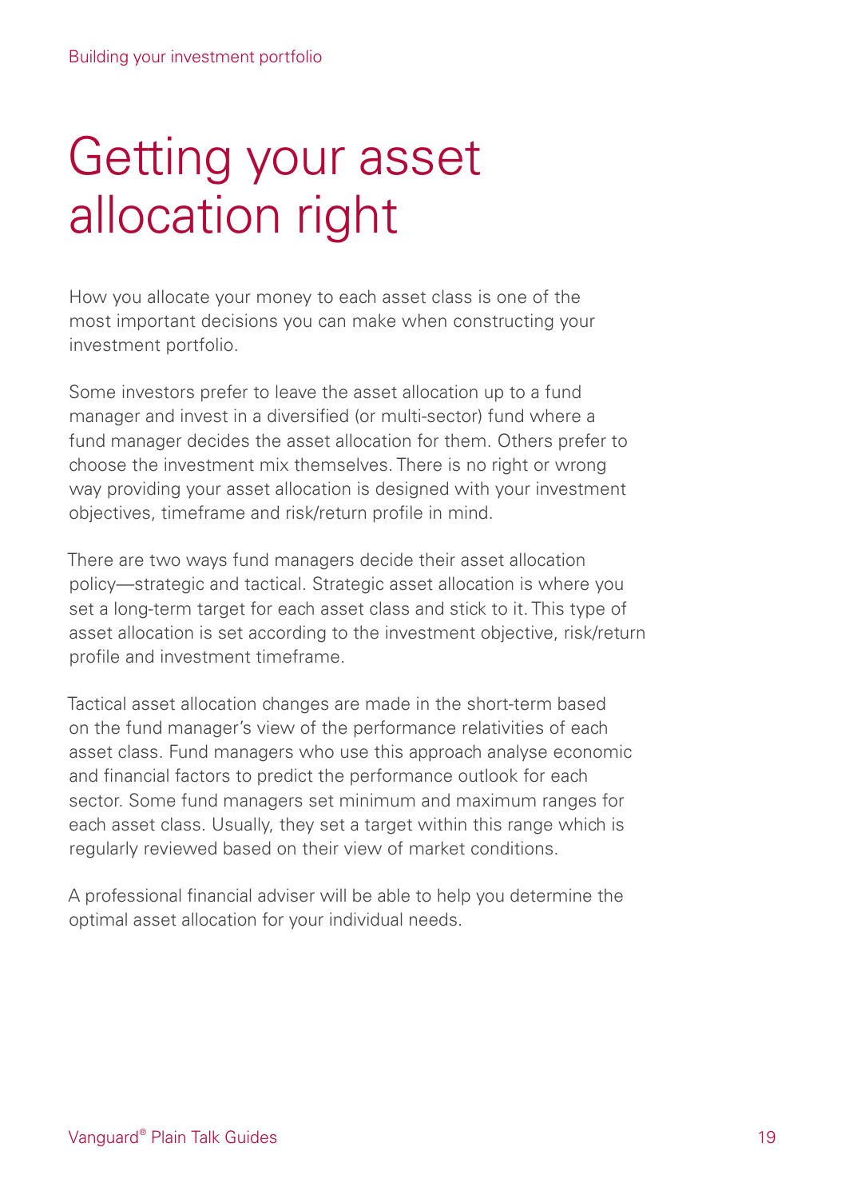# Getting your asset allocation right

How you allocate your money to each asset class is one of the most important decisions you can make when constructing your investment portfolio.

Some investors prefer to leave the asset allocation up to a fund manager and invest in a diversified (or multi-sector) fund where a fund manager decides the asset allocation for them. Others prefer to choose the investment mix themselves. There is no right or wrong way providing your asset allocation is designed with your investment objectives, timeframe and risk/return profile in mind.

There are two ways fund managers decide their asset allocation policy—strategic and tactical. Strategic asset allocation is where you set a long-term target for each asset class and stick to it. This type of asset allocation is set according to the investment objective, risk/return profile and investment timeframe.

Tactical asset allocation changes are made in the short-term based on the fund manager's view of the performance relativities of each asset class. Fund managers who use this approach analyse economic and financial factors to predict the performance outlook for each sector. Some fund managers set minimum and maximum ranges for each asset class. Usually, they set a target within this range which is regularly reviewed based on their view of market conditions.

A professional financial adviser will be able to help you determine the optimal asset allocation for your individual needs.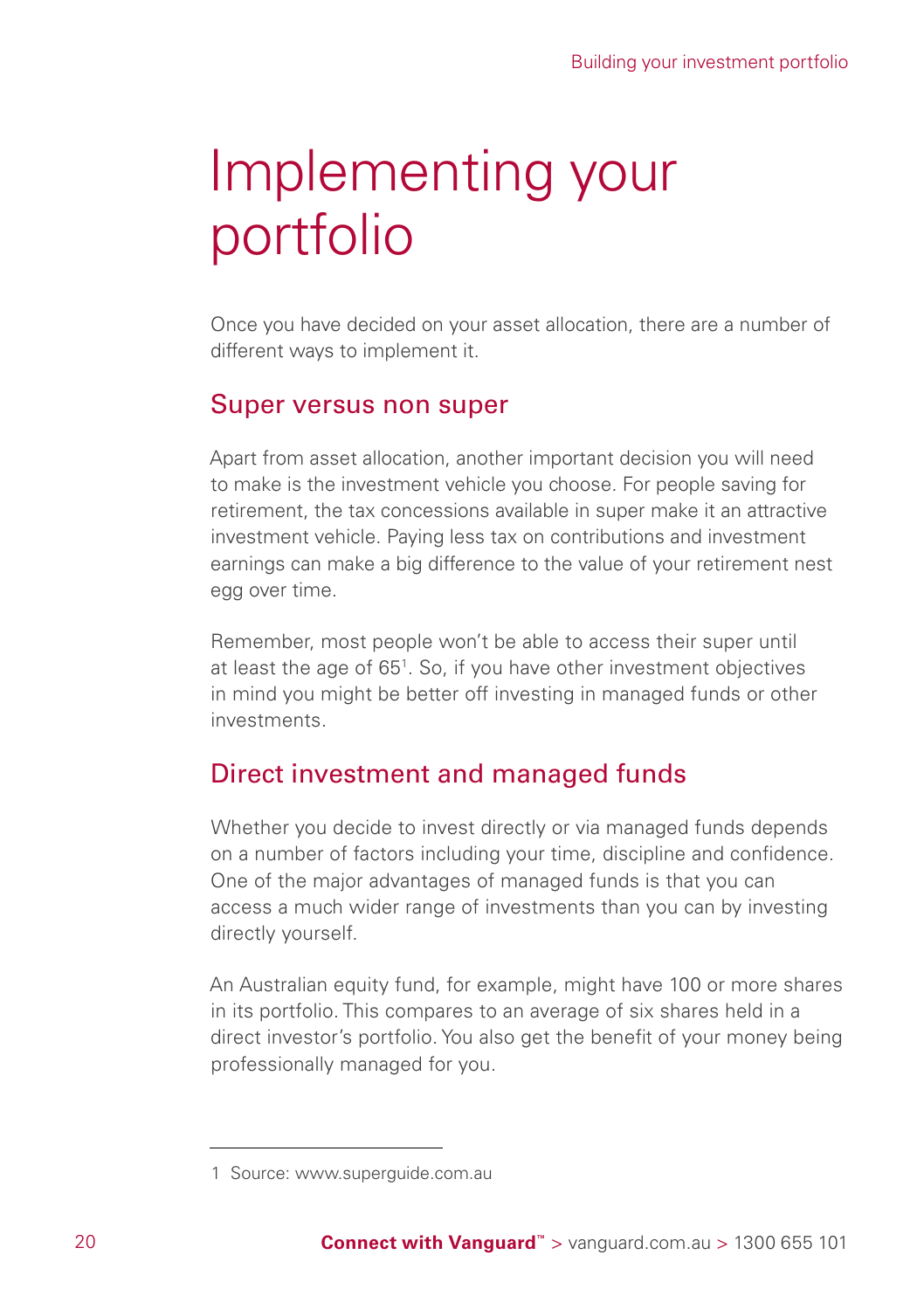# Implementing your portfolio

Once you have decided on your asset allocation, there are a number of different ways to implement it.

## Super versus non super

Apart from asset allocation, another important decision you will need to make is the investment vehicle you choose. For people saving for retirement, the tax concessions available in super make it an attractive investment vehicle. Paying less tax on contributions and investment earnings can make a big difference to the value of your retirement nest egg over time.

Remember, most people won't be able to access their super until at least the age of 65[1]. So, if you have other investment objectives in mind you might be better off investing in managed funds or other investments.

## Direct investment and managed funds

Whether you decide to invest directly or via managed funds depends on a number of factors including your time, discipline and confidence. One of the major advantages of managed funds is that you can access a much wider range of investments than you can by investing directly yourself.

An Australian equity fund, for example, might have 100 or more shares in its portfolio. This compares to an average of six shares held in a direct investor's portfolio. You also get the benefit of your money being professionally managed for you.

---

1 Source: www.superguide.com.au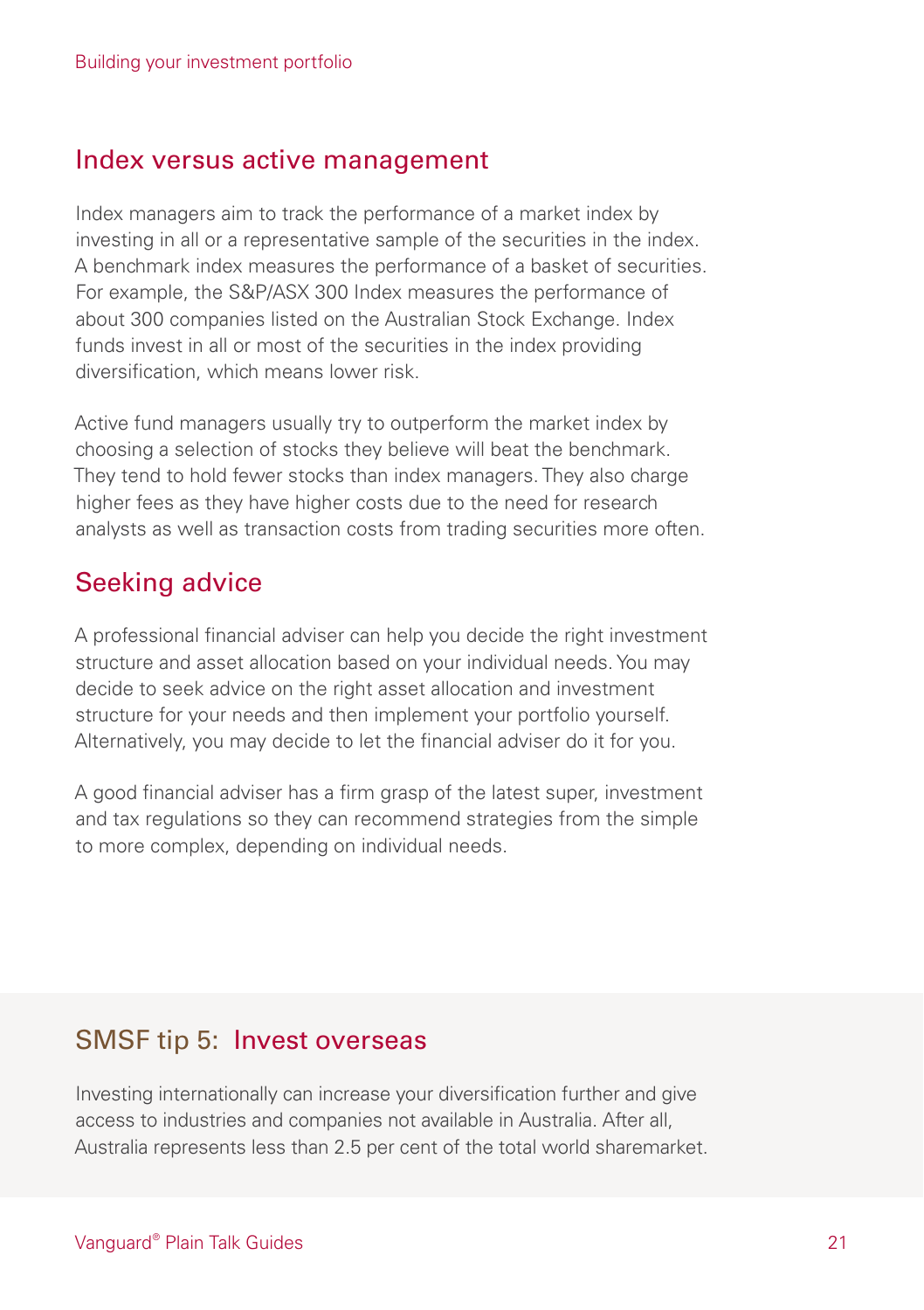## Index versus active management

Index managers aim to track the performance of a market index by investing in all or a representative sample of the securities in the index. A benchmark index measures the performance of a basket of securities. For example, the S&P/ASX 300 Index measures the performance of about 300 companies listed on the Australian Stock Exchange. Index funds invest in all or most of the securities in the index providing diversification, which means lower risk.

Active fund managers usually try to outperform the market index by choosing a selection of stocks they believe will beat the benchmark. They tend to hold fewer stocks than index managers. They also charge higher fees as they have higher costs due to the need for research analysts as well as transaction costs from trading securities more often.

## Seeking advice

A professional financial adviser can help you decide the right investment structure and asset allocation based on your individual needs. You may decide to seek advice on the right asset allocation and investment structure for your needs and then implement your portfolio yourself. Alternatively, you may decide to let the financial adviser do it for you.

A good financial adviser has a firm grasp of the latest super, investment and tax regulations so they can recommend strategies from the simple to more complex, depending on individual needs.

## SMSF tip 5: Invest overseas

Investing internationally can increase your diversification further and give access to industries and companies not available in Australia. After all, Australia represents less than 2.5 per cent of the total world sharemarket.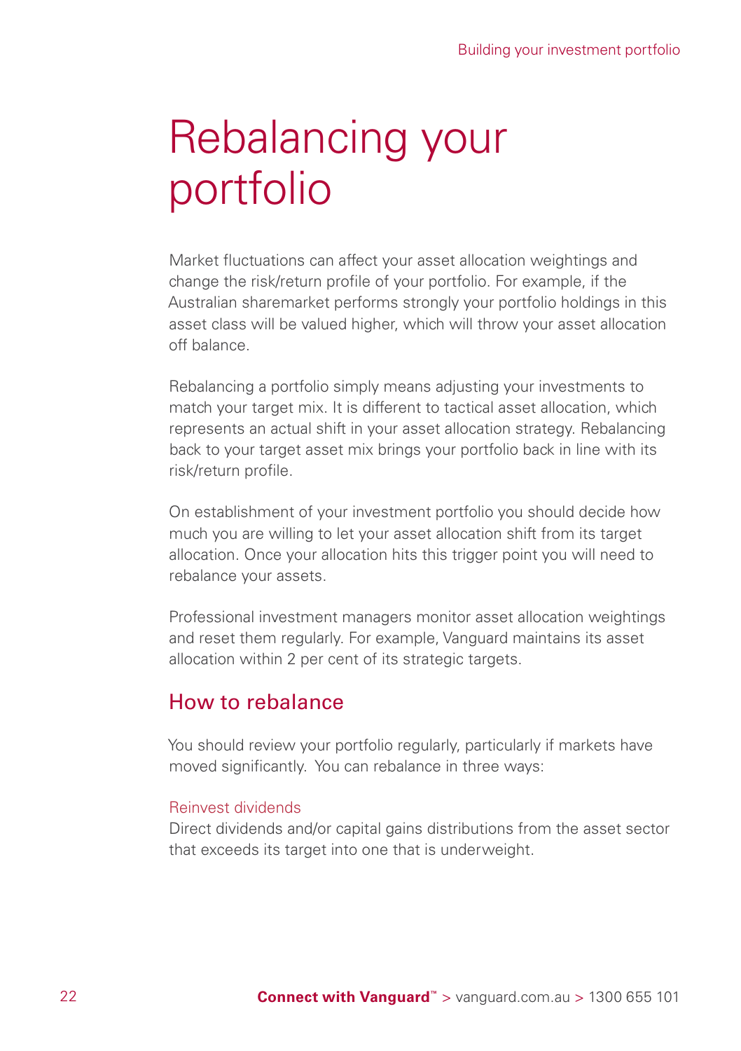# Rebalancing your portfolio

Market fluctuations can affect your asset allocation weightings and change the risk/return profile of your portfolio. For example, if the Australian sharemarket performs strongly your portfolio holdings in this asset class will be valued higher, which will throw your asset allocation off balance.

Rebalancing a portfolio simply means adjusting your investments to match your target mix. It is different to tactical asset allocation, which represents an actual shift in your asset allocation strategy. Rebalancing back to your target asset mix brings your portfolio back in line with its risk/return profile.

On establishment of your investment portfolio you should decide how much you are willing to let your asset allocation shift from its target allocation. Once your allocation hits this trigger point you will need to rebalance your assets.

Professional investment managers monitor asset allocation weightings and reset them regularly. For example, Vanguard maintains its asset allocation within 2 per cent of its strategic targets.

## How to rebalance

You should review your portfolio regularly, particularly if markets have moved significantly. You can rebalance in three ways:

### Reinvest dividends

Direct dividends and/or capital gains distributions from the asset sector that exceeds its target into one that is underweight.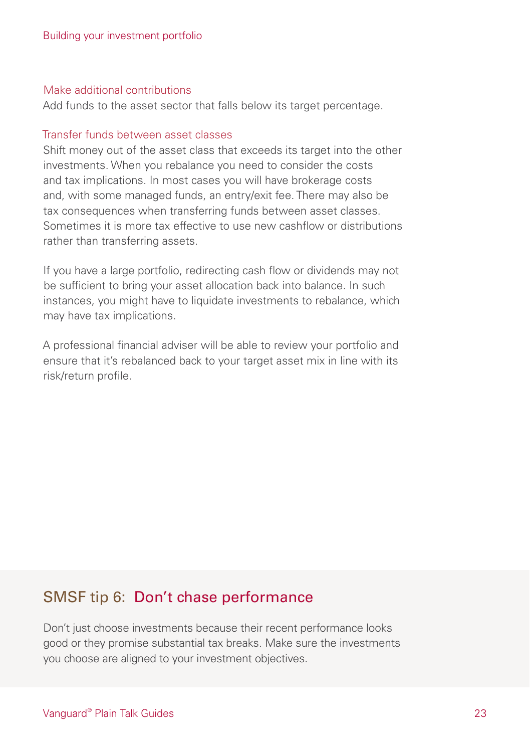### Make additional contributions

Add funds to the asset sector that falls below its target percentage.

### Transfer funds between asset classes

Shift money out of the asset class that exceeds its target into the other investments. When you rebalance you need to consider the costs and tax implications. In most cases you will have brokerage costs and, with some managed funds, an entry/exit fee. There may also be tax consequences when transferring funds between asset classes. Sometimes it is more tax effective to use new cashflow or distributions rather than transferring assets.

If you have a large portfolio, redirecting cash flow or dividends may not be sufficient to bring your asset allocation back into balance. In such instances, you might have to liquidate investments to rebalance, which may have tax implications.

A professional financial adviser will be able to review your portfolio and ensure that it's rebalanced back to your target asset mix in line with its risk/return profile.

## SMSF tip 6: Don't chase performance

Don't just choose investments because their recent performance looks good or they promise substantial tax breaks. Make sure the investments you choose are aligned to your investment objectives.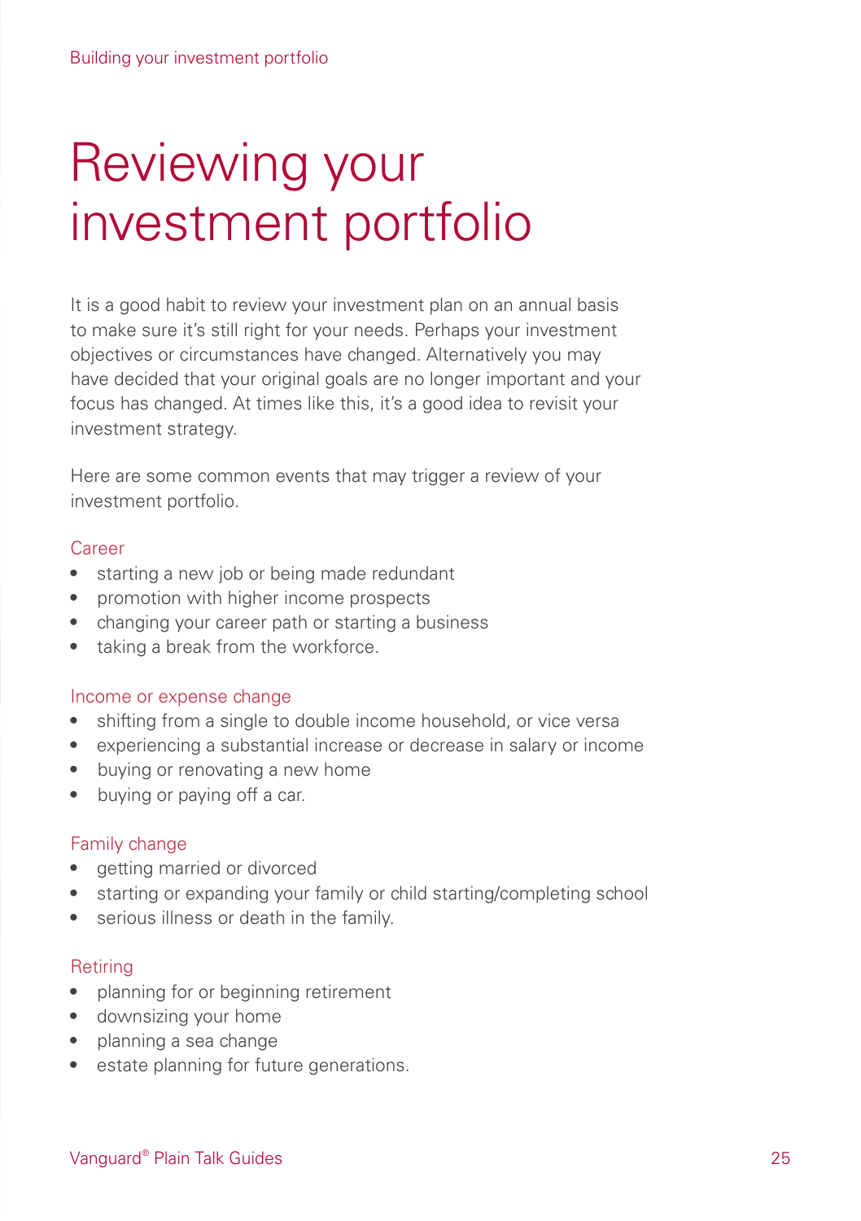# Reviewing your investment portfolio

It is a good habit to review your investment plan on an annual basis to make sure it's still right for your needs. Perhaps your investment objectives or circumstances have changed. Alternatively you may have decided that your original goals are no longer important and your focus has changed. At times like this, it's a good idea to revisit your investment strategy.

Here are some common events that may trigger a review of your investment portfolio.

### Career

- starting a new job or being made redundant
- promotion with higher income prospects
- changing your career path or starting a business
- taking a break from the workforce.

### Income or expense change

- shifting from a single to double income household, or vice versa
- experiencing a substantial increase or decrease in salary or income
- buying or renovating a new home
- buying or paying off a car.

### Family change

- getting married or divorced
- starting or expanding your family or child starting/completing school
- serious illness or death in the family.

### Retiring

- planning for or beginning retirement
- downsizing your home
- planning a sea change
- estate planning for future generations.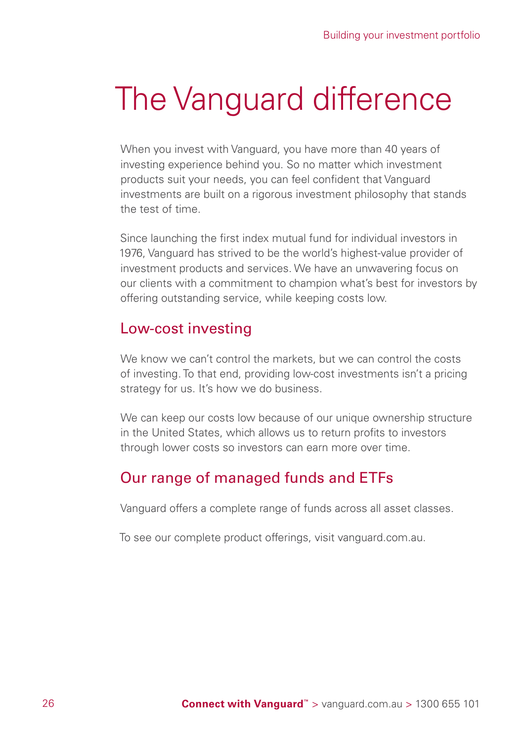# The Vanguard difference

When you invest with Vanguard, you have more than 40 years of investing experience behind you. So no matter which investment products suit your needs, you can feel confident that Vanguard investments are built on a rigorous investment philosophy that stands the test of time.

Since launching the first index mutual fund for individual investors in 1976, Vanguard has strived to be the world's highest-value provider of investment products and services. We have an unwavering focus on our clients with a commitment to champion what's best for investors by offering outstanding service, while keeping costs low.

## Low-cost investing

We know we can't control the markets, but we can control the costs of investing. To that end, providing low-cost investments isn't a pricing strategy for us. It's how we do business.

We can keep our costs low because of our unique ownership structure in the United States, which allows us to return profits to investors through lower costs so investors can earn more over time.

## Our range of managed funds and ETFs

Vanguard offers a complete range of funds across all asset classes.

To see our complete product offerings, visit vanguard.com.au.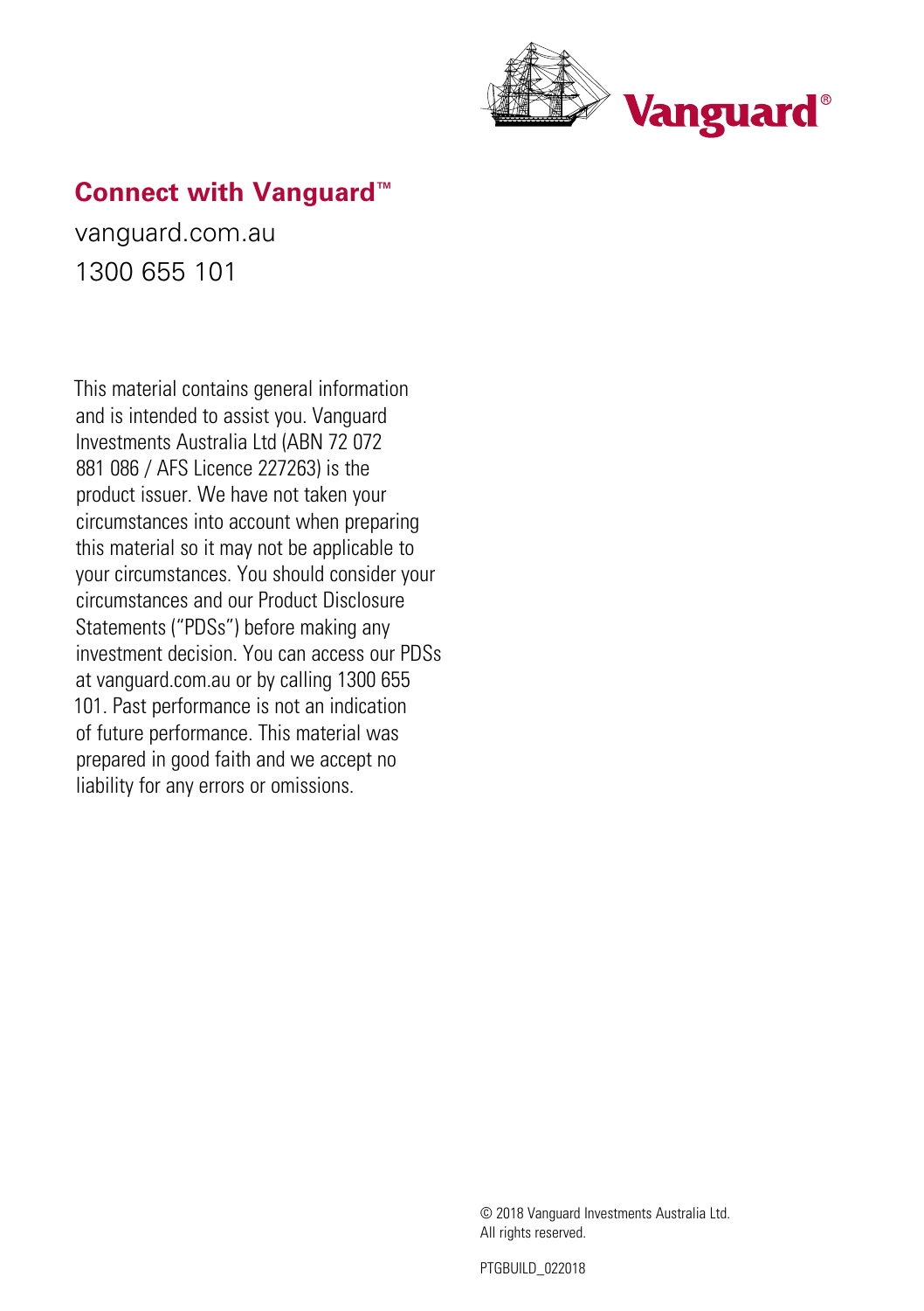Vanguard®

## Connect with Vanguard™

vanguard.com.au
1300 655 101

This material contains general information and is intended to assist you. Vanguard Investments Australia Ltd (ABN 72 072 881 086 / AFS Licence 227263) is the product issuer. We have not taken your circumstances into account when preparing this material so it may not be applicable to your circumstances. You should consider your circumstances and our Product Disclosure Statements ("PDSs") before making any investment decision. You can access our PDSs at vanguard.com.au or by calling 1300 655 101. Past performance is not an indication of future performance. This material was prepared in good faith and we accept no liability for any errors or omissions.

© 2018 Vanguard Investments Australia Ltd.
All rights reserved.

PTGBUILD_022018